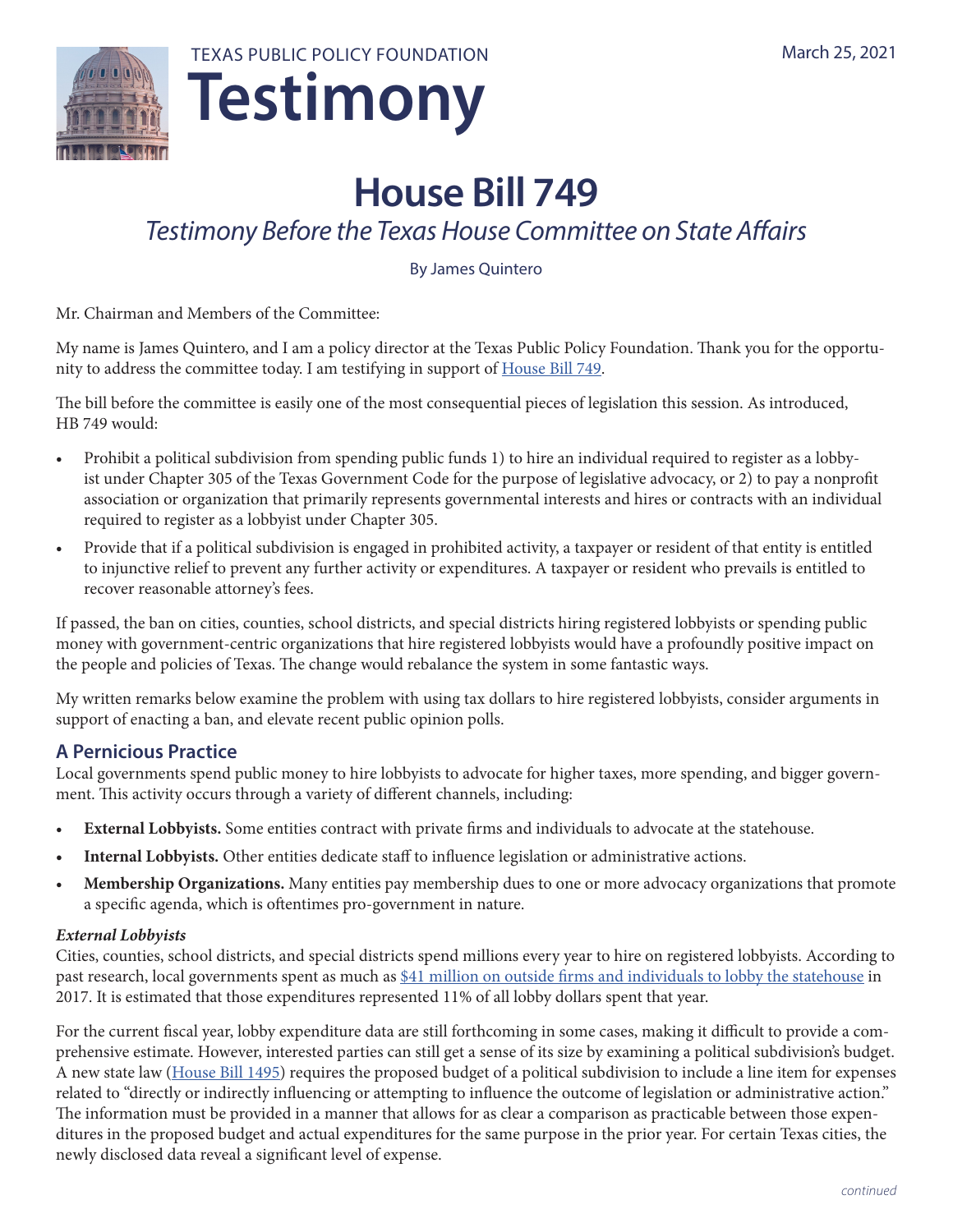TEXAS PUBLIC POLICY FOUNDATION

# Testimony

March 25, 2021

# House Bill 749

## *Testimony Before the Texas House Committee on State Affairs*

By James Quintero

Mr. Chairman and Members of the Committee:

My name is James Quintero, and I am a policy director at the Texas Public Policy Foundation. Thank you for the opportunity to address the committee today. I am testifying in support of House Bill 749.

The bill before the committee is easily one of the most consequential pieces of legislation this session. As introduced, HB 749 would:

- Prohibit a political subdivision from spending public funds 1) to hire an individual required to register as a lobbyist under Chapter 305 of the Texas Government Code for the purpose of legislative advocacy, or 2) to pay a nonprofit association or organization that primarily represents governmental interests and hires or contracts with an individual required to register as a lobbyist under Chapter 305.
- Provide that if a political subdivision is engaged in prohibited activity, a taxpayer or resident of that entity is entitled to injunctive relief to prevent any further activity or expenditures. A taxpayer or resident who prevails is entitled to recover reasonable attorney's fees.

If passed, the ban on cities, counties, school districts, and special districts hiring registered lobbyists or spending public money with government-centric organizations that hire registered lobbyists would have a profoundly positive impact on the people and policies of Texas. The change would rebalance the system in some fantastic ways.

My written remarks below examine the problem with using tax dollars to hire registered lobbyists, consider arguments in support of enacting a ban, and elevate recent public opinion polls.

### A Pernicious Practice

Local governments spend public money to hire lobbyists to advocate for higher taxes, more spending, and bigger government. This activity occurs through a variety of different channels, including:

- **External Lobbyists.** Some entities contract with private firms and individuals to advocate at the statehouse.
- **Internal Lobbyists.** Other entities dedicate staff to influence legislation or administrative actions.
- **Membership Organizations.** Many entities pay membership dues to one or more advocacy organizations that promote a specific agenda, which is oftentimes pro-government in nature.

#### *External Lobbyists*

Cities, counties, school districts, and special districts spend millions every year to hire on registered lobbyists. According to past research, local governments spent as much as $41 million on outside firms and individuals to lobby the statehouse in 2017. It is estimated that those expenditures represented 11% of all lobby dollars spent that year.

For the current fiscal year, lobby expenditure data are still forthcoming in some cases, making it difficult to provide a comprehensive estimate. However, interested parties can still get a sense of its size by examining a political subdivision's budget. A new state law (House Bill 1495) requires the proposed budget of a political subdivision to include a line item for expenses related to "directly or indirectly influencing or attempting to influence the outcome of legislation or administrative action." The information must be provided in a manner that allows for as clear a comparison as practicable between those expenditures in the proposed budget and actual expenditures for the same purpose in the prior year. For certain Texas cities, the newly disclosed data reveal a significant level of expense.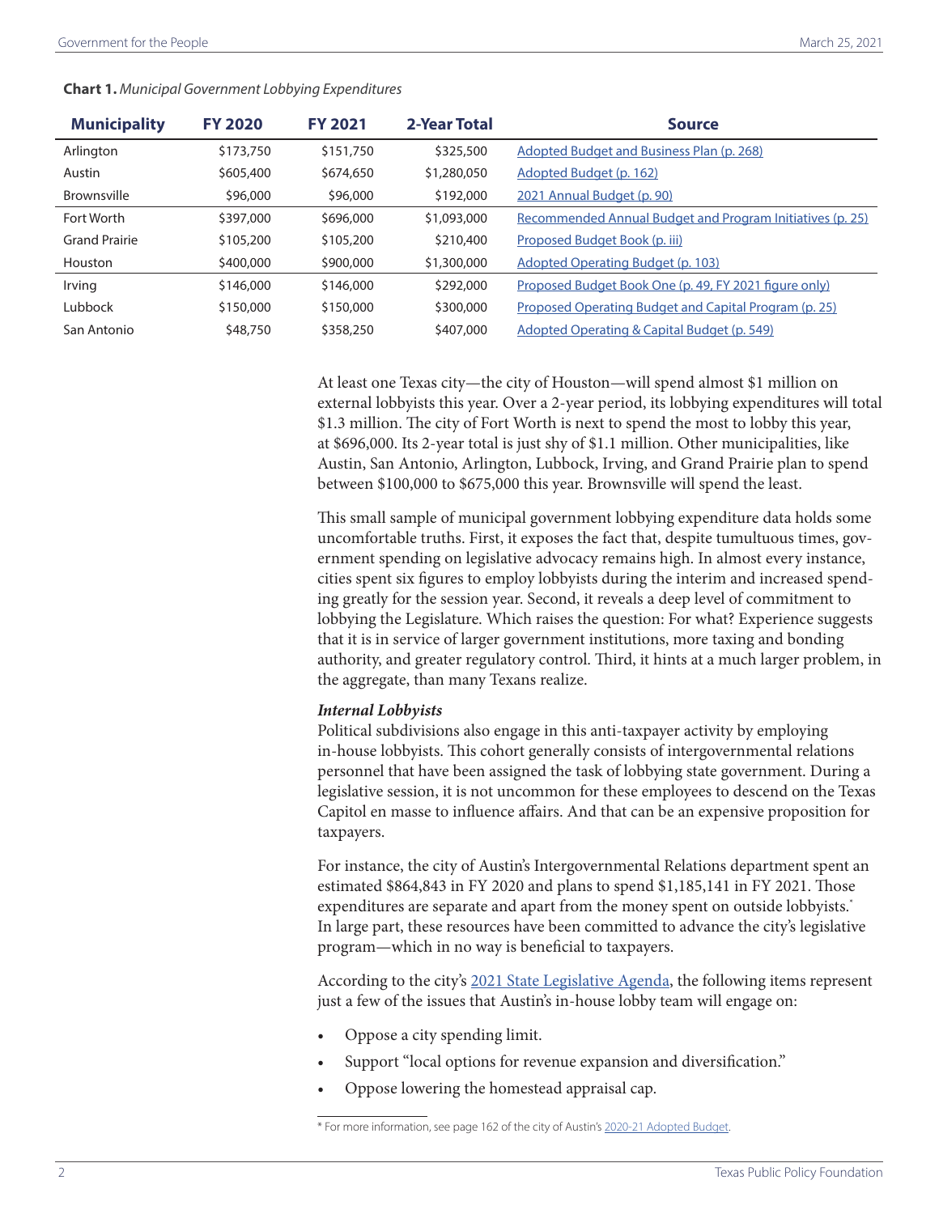**Chart 1.** *Municipal Government Lobbying Expenditures*

| Municipality | FY 2020 | FY 2021 | 2-Year Total | Source |
|---|---|---|---|---|
| Arlington | $173,750 | $151,750 | $325,500 | Adopted Budget and Business Plan (p. 268) |
| Austin | $605,400 | $674,650 | $1,280,050 | Adopted Budget (p. 162) |
| Brownsville | $96,000 | $96,000 | $192,000 | 2021 Annual Budget (p. 90) |
| Fort Worth | $397,000 | $696,000 | $1,093,000 | Recommended Annual Budget and Program Initiatives (p. 25) |
| Grand Prairie | $105,200 | $105,200 | $210,400 | Proposed Budget Book (p. iii) |
| Houston | $400,000 | $900,000 | $1,300,000 | Adopted Operating Budget (p. 103) |
| Irving | $146,000 | $146,000 | $292,000 | Proposed Budget Book One (p. 49, FY 2021 figure only) |
| Lubbock | $150,000 | $150,000 | $300,000 | Proposed Operating Budget and Capital Program (p. 25) |
| San Antonio | $48,750 | $358,250 | $407,000 | Adopted Operating & Capital Budget (p. 549) |

At least one Texas city—the city of Houston—will spend almost $1 million on external lobbyists this year. Over a 2-year period, its lobbying expenditures will total $1.3 million. The city of Fort Worth is next to spend the most to lobby this year, at $696,000. Its 2-year total is just shy of $1.1 million. Other municipalities, like Austin, San Antonio, Arlington, Lubbock, Irving, and Grand Prairie plan to spend between $100,000 to $675,000 this year. Brownsville will spend the least.

This small sample of municipal government lobbying expenditure data holds some uncomfortable truths. First, it exposes the fact that, despite tumultuous times, government spending on legislative advocacy remains high. In almost every instance, cities spent six figures to employ lobbyists during the interim and increased spending greatly for the session year. Second, it reveals a deep level of commitment to lobbying the Legislature. Which raises the question: For what? Experience suggests that it is in service of larger government institutions, more taxing and bonding authority, and greater regulatory control. Third, it hints at a much larger problem, in the aggregate, than many Texans realize.

***Internal Lobbyists***

Political subdivisions also engage in this anti-taxpayer activity by employing in-house lobbyists. This cohort generally consists of intergovernmental relations personnel that have been assigned the task of lobbying state government. During a legislative session, it is not uncommon for these employees to descend on the Texas Capitol en masse to influence affairs. And that can be an expensive proposition for taxpayers.

For instance, the city of Austin's Intergovernmental Relations department spent an estimated $864,843 in FY 2020 and plans to spend $1,185,141 in FY 2021. Those expenditures are separate and apart from the money spent on outside lobbyists.* In large part, these resources have been committed to advance the city's legislative program—which in no way is beneficial to taxpayers.

According to the city's 2021 State Legislative Agenda, the following items represent just a few of the issues that Austin's in-house lobby team will engage on:

- Oppose a city spending limit.
- Support "local options for revenue expansion and diversification."
- Oppose lowering the homestead appraisal cap.

* For more information, see page 162 of the city of Austin's 2020-21 Adopted Budget.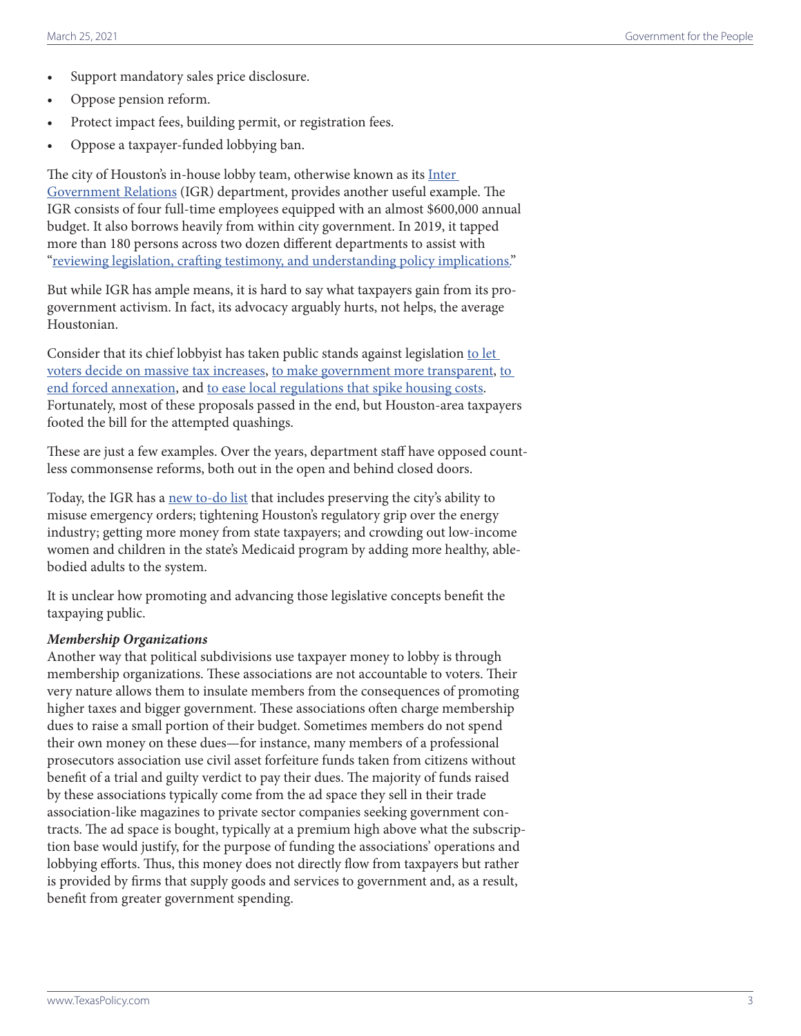- Support mandatory sales price disclosure.
- Oppose pension reform.
- Protect impact fees, building permit, or registration fees.
- Oppose a taxpayer-funded lobbying ban.

The city of Houston's in-house lobby team, otherwise known as its Inter Government Relations (IGR) department, provides another useful example. The IGR consists of four full-time employees equipped with an almost $600,000 annual budget. It also borrows heavily from within city government. In 2019, it tapped more than 180 persons across two dozen different departments to assist with "reviewing legislation, crafting testimony, and understanding policy implications."

But while IGR has ample means, it is hard to say what taxpayers gain from its pro-government activism. In fact, its advocacy arguably hurts, not helps, the average Houstonian.

Consider that its chief lobbyist has taken public stands against legislation to let voters decide on massive tax increases, to make government more transparent, to end forced annexation, and to ease local regulations that spike housing costs. Fortunately, most of these proposals passed in the end, but Houston-area taxpayers footed the bill for the attempted quashings.

These are just a few examples. Over the years, department staff have opposed countless commonsense reforms, both out in the open and behind closed doors.

Today, the IGR has a new to-do list that includes preserving the city's ability to misuse emergency orders; tightening Houston's regulatory grip over the energy industry; getting more money from state taxpayers; and crowding out low-income women and children in the state's Medicaid program by adding more healthy, able-bodied adults to the system.

It is unclear how promoting and advancing those legislative concepts benefit the taxpaying public.

***Membership Organizations***

Another way that political subdivisions use taxpayer money to lobby is through membership organizations. These associations are not accountable to voters. Their very nature allows them to insulate members from the consequences of promoting higher taxes and bigger government. These associations often charge membership dues to raise a small portion of their budget. Sometimes members do not spend their own money on these dues—for instance, many members of a professional prosecutors association use civil asset forfeiture funds taken from citizens without benefit of a trial and guilty verdict to pay their dues. The majority of funds raised by these associations typically come from the ad space they sell in their trade association-like magazines to private sector companies seeking government contracts. The ad space is bought, typically at a premium high above what the subscription base would justify, for the purpose of funding the associations' operations and lobbying efforts. Thus, this money does not directly flow from taxpayers but rather is provided by firms that supply goods and services to government and, as a result, benefit from greater government spending.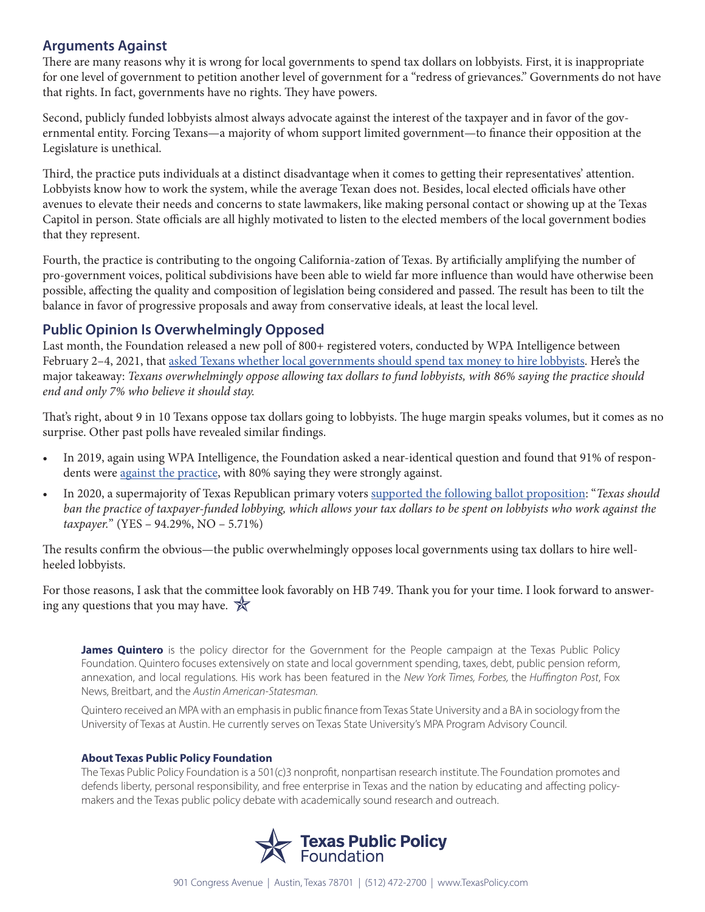## Arguments Against

There are many reasons why it is wrong for local governments to spend tax dollars on lobbyists. First, it is inappropriate for one level of government to petition another level of government for a "redress of grievances." Governments do not have that rights. In fact, governments have no rights. They have powers.

Second, publicly funded lobbyists almost always advocate against the interest of the taxpayer and in favor of the governmental entity. Forcing Texans—a majority of whom support limited government—to finance their opposition at the Legislature is unethical.

Third, the practice puts individuals at a distinct disadvantage when it comes to getting their representatives' attention. Lobbyists know how to work the system, while the average Texan does not. Besides, local elected officials have other avenues to elevate their needs and concerns to state lawmakers, like making personal contact or showing up at the Texas Capitol in person. State officials are all highly motivated to listen to the elected members of the local government bodies that they represent.

Fourth, the practice is contributing to the ongoing California-zation of Texas. By artificially amplifying the number of pro-government voices, political subdivisions have been able to wield far more influence than would have otherwise been possible, affecting the quality and composition of legislation being considered and passed. The result has been to tilt the balance in favor of progressive proposals and away from conservative ideals, at least the local level.

## Public Opinion Is Overwhelmingly Opposed

Last month, the Foundation released a new poll of 800+ registered voters, conducted by WPA Intelligence between February 2–4, 2021, that asked Texans whether local governments should spend tax money to hire lobbyists. Here's the major takeaway: *Texans overwhelmingly oppose allowing tax dollars to fund lobbyists, with 86% saying the practice should end and only 7% who believe it should stay.*

That's right, about 9 in 10 Texans oppose tax dollars going to lobbyists. The huge margin speaks volumes, but it comes as no surprise. Other past polls have revealed similar findings.

- In 2019, again using WPA Intelligence, the Foundation asked a near-identical question and found that 91% of respondents were against the practice, with 80% saying they were strongly against.
- In 2020, a supermajority of Texas Republican primary voters supported the following ballot proposition: "*Texas should ban the practice of taxpayer-funded lobbying, which allows your tax dollars to be spent on lobbyists who work against the taxpayer.*" (YES – 94.29%, NO – 5.71%)

The results confirm the obvious—the public overwhelmingly opposes local governments using tax dollars to hire well-heeled lobbyists.

For those reasons, I ask that the committee look favorably on HB 749. Thank you for your time. I look forward to answering any questions that you may have.

**James Quintero** is the policy director for the Government for the People campaign at the Texas Public Policy Foundation. Quintero focuses extensively on state and local government spending, taxes, debt, public pension reform, annexation, and local regulations. His work has been featured in the *New York Times*, *Forbes*, the *Huffington Post*, Fox News, Breitbart, and the *Austin American-Statesman*.

Quintero received an MPA with an emphasis in public finance from Texas State University and a BA in sociology from the University of Texas at Austin. He currently serves on Texas State University's MPA Program Advisory Council.

**About Texas Public Policy Foundation**

The Texas Public Policy Foundation is a 501(c)3 nonprofit, nonpartisan research institute. The Foundation promotes and defends liberty, personal responsibility, and free enterprise in Texas and the nation by educating and affecting policymakers and the Texas public policy debate with academically sound research and outreach.

Texas Public Policy Foundation

901 Congress Avenue | Austin, Texas 78701 | (512) 472-2700 | www.TexasPolicy.com